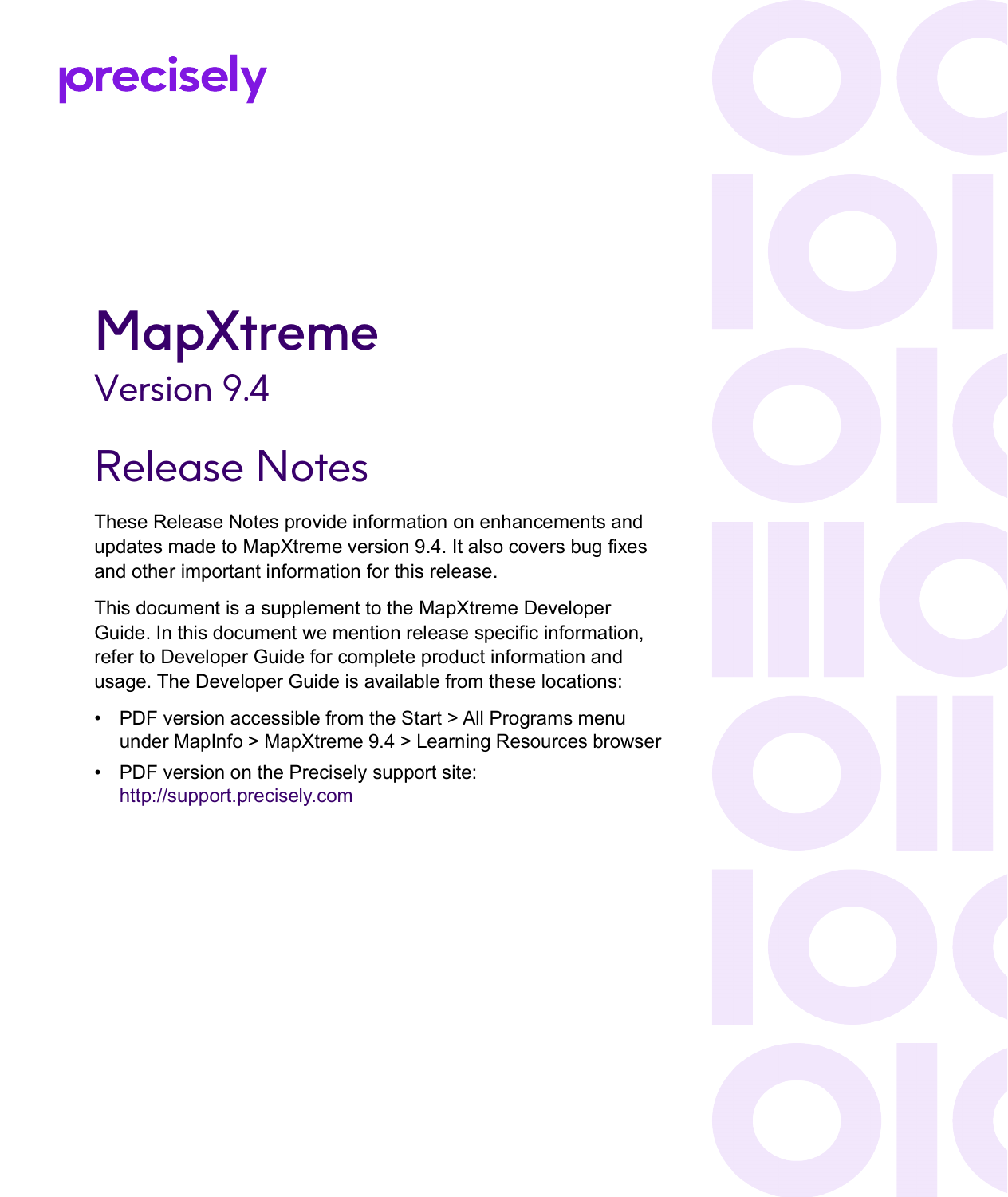precisely

# MapXtreme

## Version 9.4

# Release Notes

These Release Notes provide information on enhancements and updates made to MapXtreme version 9.4. It also covers bug fixes and other important information for this release.

This document is a supplement to the MapXtreme Developer Guide. In this document we mention release specific information, refer to Developer Guide for complete product information and usage. The Developer Guide is available from these locations:

- PDF version accessible from the Start > All Programs menu under MapInfo > MapXtreme 9.4 > Learning Resources browser
- PDF version on the Precisely support site: http://support.precisely.com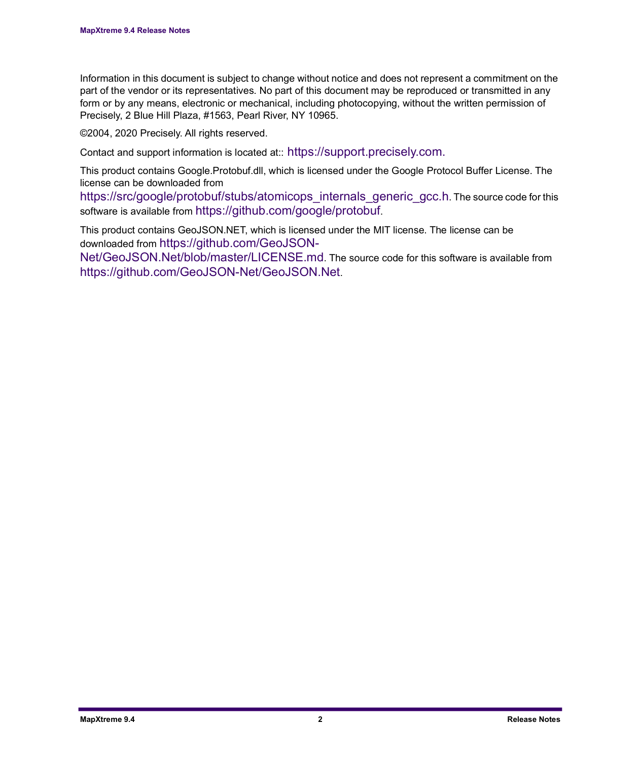Information in this document is subject to change without notice and does not represent a commitment on the part of the vendor or its representatives. No part of this document may be reproduced or transmitted in any form or by any means, electronic or mechanical, including photocopying, without the written permission of Precisely, 2 Blue Hill Plaza, #1563, Pearl River, NY 10965.

©2004, 2020 Precisely. All rights reserved.

Contact and support information is located at:: https://support.precisely.com.

This product contains Google.Protobuf.dll, which is licensed under the Google Protocol Buffer License. The license can be downloaded from https://src/google/protobuf/stubs/atomicops_internals_generic_gcc.h. The source code for this software is available from https://github.com/google/protobuf.

This product contains GeoJSON.NET, which is licensed under the MIT license. The license can be downloaded from https://github.com/GeoJSON-Net/GeoJSON.Net/blob/master/LICENSE.md. The source code for this software is available from https://github.com/GeoJSON-Net/GeoJSON.Net.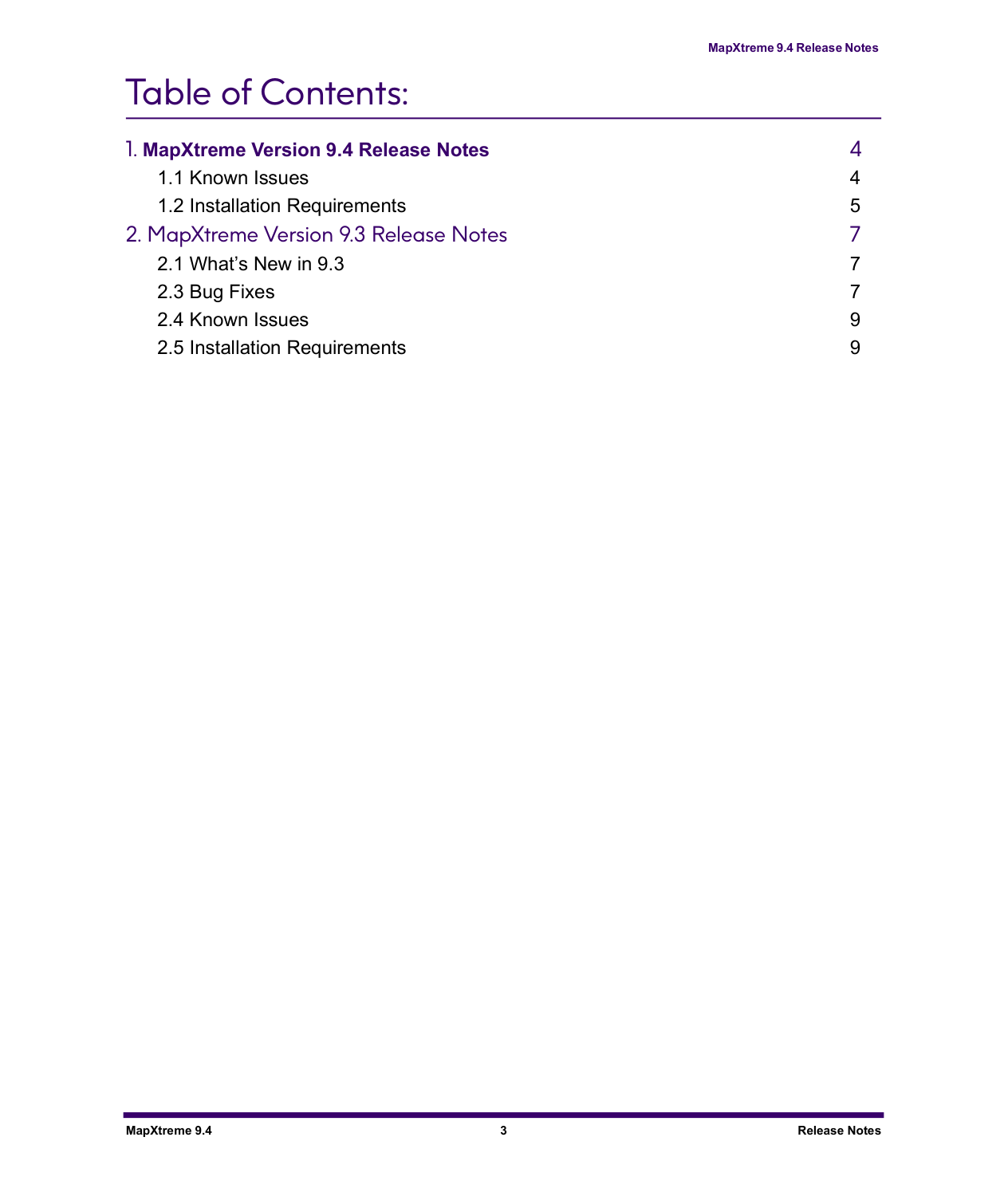# Table of Contents:

| | |
|---|---|
| 1. **MapXtreme Version 9.4 Release Notes** | 4 |
| 1.1 Known Issues | 4 |
| 1.2 Installation Requirements | 5 |
| 2. MapXtreme Version 9.3 Release Notes | 7 |
| 2.1 What's New in 9.3 | 7 |
| 2.3 Bug Fixes | 7 |
| 2.4 Known Issues | 9 |
| 2.5 Installation Requirements | 9 |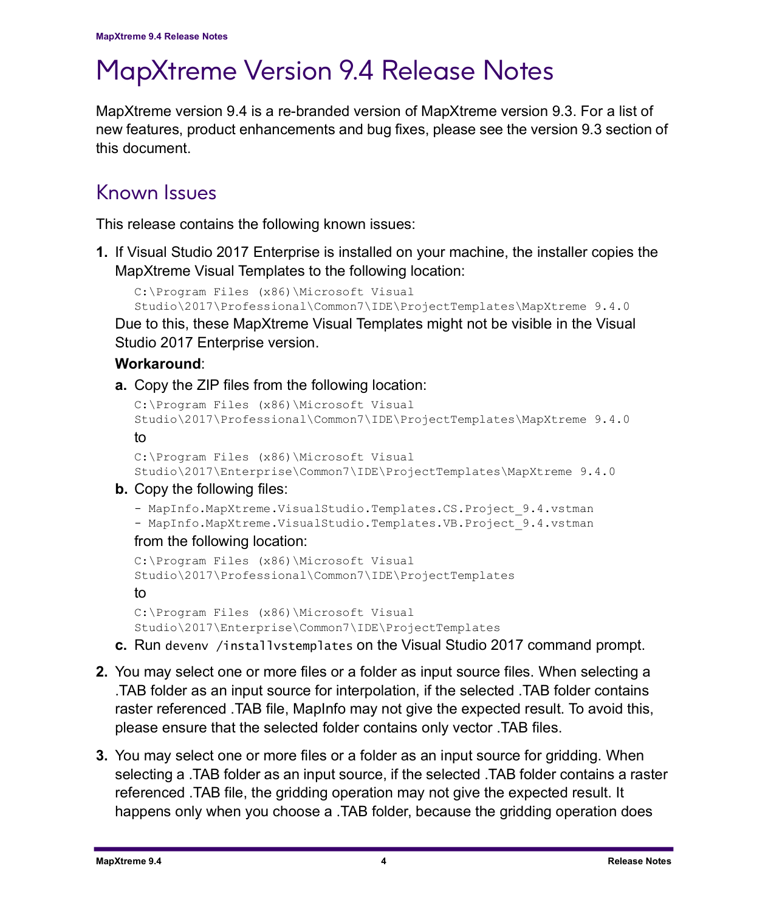# MapXtreme Version 9.4 Release Notes

MapXtreme version 9.4 is a re-branded version of MapXtreme version 9.3. For a list of new features, product enhancements and bug fixes, please see the version 9.3 section of this document.

## Known Issues

This release contains the following known issues:

1. If Visual Studio 2017 Enterprise is installed on your machine, the installer copies the MapXtreme Visual Templates to the following location:

   ```
   C:\Program Files (x86)\Microsoft Visual
   Studio\2017\Professional\Common7\IDE\ProjectTemplates\MapXtreme 9.4.0
   ```

   Due to this, these MapXtreme Visual Templates might not be visible in the Visual Studio 2017 Enterprise version.

   **Workaround**:

   a. Copy the ZIP files from the following location:

   ```
   C:\Program Files (x86)\Microsoft Visual
   Studio\2017\Professional\Common7\IDE\ProjectTemplates\MapXtreme 9.4.0
   ```

   to

   ```
   C:\Program Files (x86)\Microsoft Visual
   Studio\2017\Enterprise\Common7\IDE\ProjectTemplates\MapXtreme 9.4.0
   ```

   b. Copy the following files:

   ```
   - MapInfo.MapXtreme.VisualStudio.Templates.CS.Project_9.4.vstman
   - MapInfo.MapXtreme.VisualStudio.Templates.VB.Project_9.4.vstman
   ```

   from the following location:

   ```
   C:\Program Files (x86)\Microsoft Visual
   Studio\2017\Professional\Common7\IDE\ProjectTemplates
   ```

   to

   ```
   C:\Program Files (x86)\Microsoft Visual
   Studio\2017\Enterprise\Common7\IDE\ProjectTemplates
   ```

   c. Run `devenv /installvstemplates` on the Visual Studio 2017 command prompt.

2. You may select one or more files or a folder as input source files. When selecting a .TAB folder as an input source for interpolation, if the selected .TAB folder contains raster referenced .TAB file, MapInfo may not give the expected result. To avoid this, please ensure that the selected folder contains only vector .TAB files.

3. You may select one or more files or a folder as an input source for gridding. When selecting a .TAB folder as an input source, if the selected .TAB folder contains a raster referenced .TAB file, the gridding operation may not give the expected result. It happens only when you choose a .TAB folder, because the gridding operation does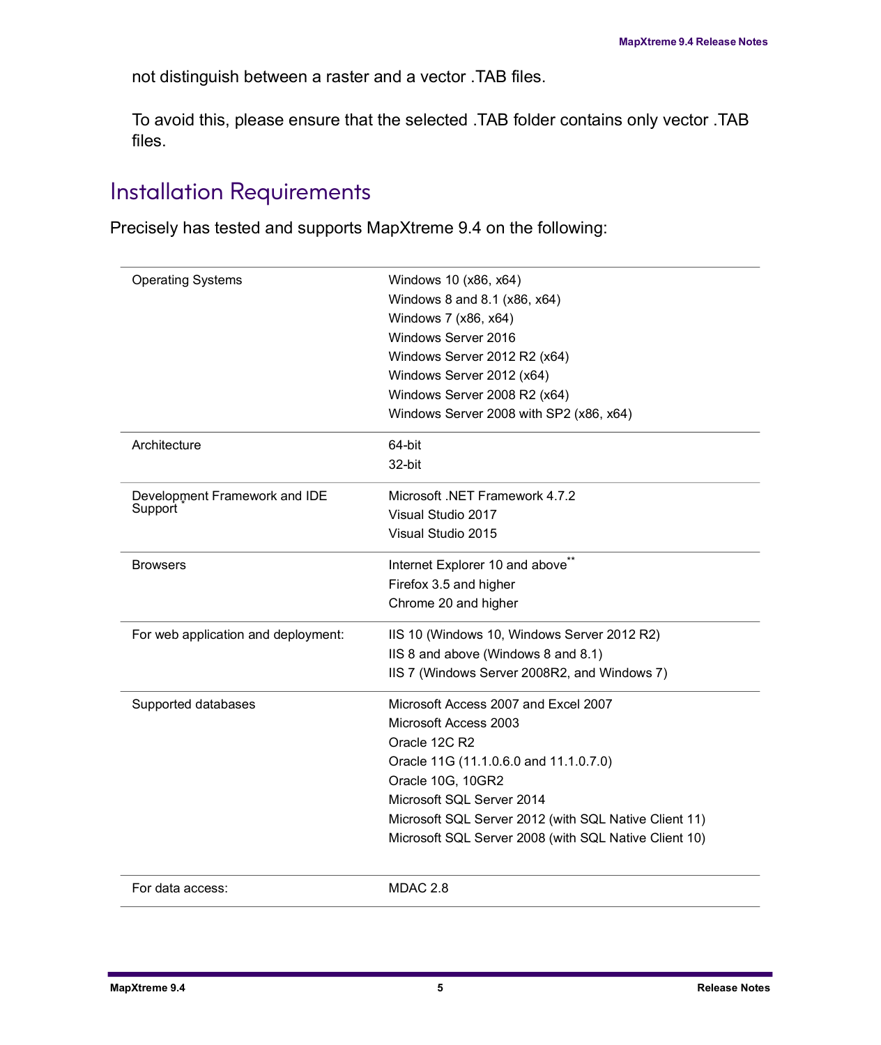not distinguish between a raster and a vector .TAB files.

To avoid this, please ensure that the selected .TAB folder contains only vector .TAB files.

## Installation Requirements

Precisely has tested and supports MapXtreme 9.4 on the following:

| | |
|---|---|
| Operating Systems | Windows 10 (x86, x64)<br>Windows 8 and 8.1 (x86, x64)<br>Windows 7 (x86, x64)<br>Windows Server 2016<br>Windows Server 2012 R2 (x64)<br>Windows Server 2012 (x64)<br>Windows Server 2008 R2 (x64)<br>Windows Server 2008 with SP2 (x86, x64) |
| Architecture | 64-bit<br>32-bit |
| Development Framework and IDE Support* | Microsoft .NET Framework 4.7.2<br>Visual Studio 2017<br>Visual Studio 2015 |
| Browsers | Internet Explorer 10 and above**<br>Firefox 3.5 and higher<br>Chrome 20 and higher |
| For web application and deployment: | IIS 10 (Windows 10, Windows Server 2012 R2)<br>IIS 8 and above (Windows 8 and 8.1)<br>IIS 7 (Windows Server 2008R2, and Windows 7) |
| Supported databases | Microsoft Access 2007 and Excel 2007<br>Microsoft Access 2003<br>Oracle 12C R2<br>Oracle 11G (11.1.0.6.0 and 11.1.0.7.0)<br>Oracle 10G, 10GR2<br>Microsoft SQL Server 2014<br>Microsoft SQL Server 2012 (with SQL Native Client 11)<br>Microsoft SQL Server 2008 (with SQL Native Client 10) |
| For data access: | MDAC 2.8 |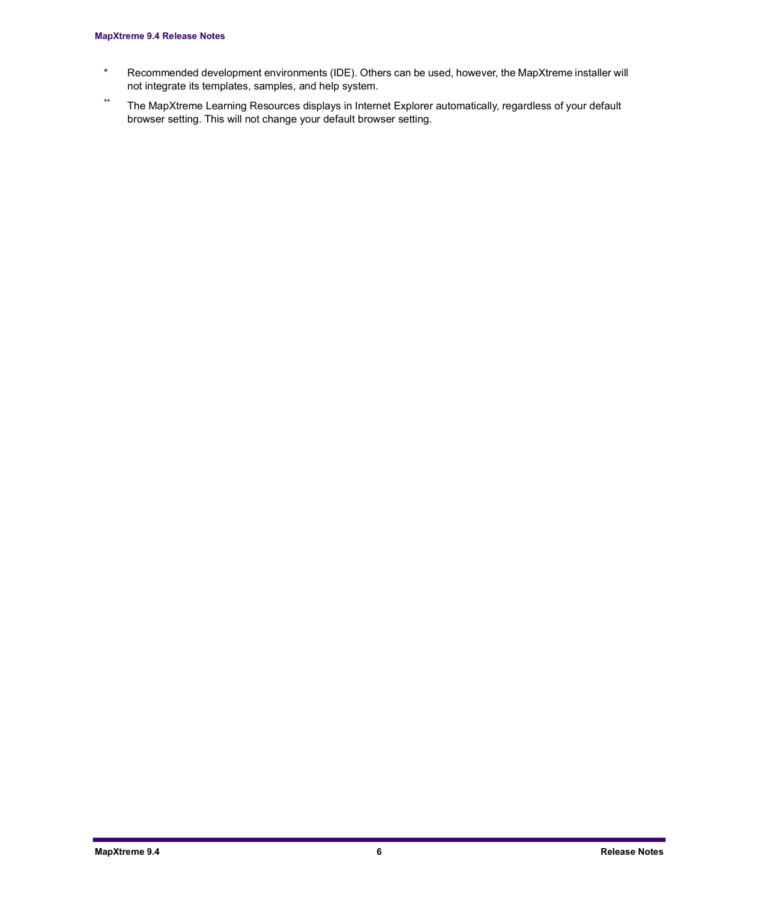\* Recommended development environments (IDE). Others can be used, however, the MapXtreme installer will not integrate its templates, samples, and help system.

\*\* The MapXtreme Learning Resources displays in Internet Explorer automatically, regardless of your default browser setting. This will not change your default browser setting.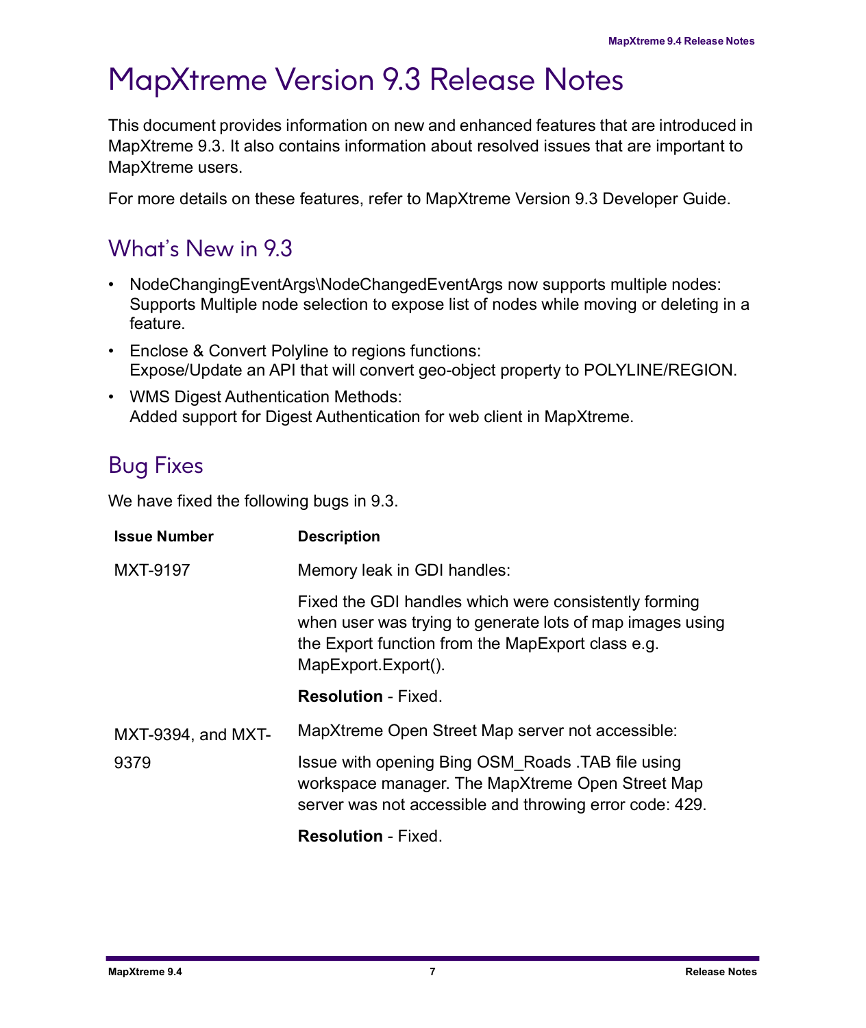# MapXtreme Version 9.3 Release Notes

This document provides information on new and enhanced features that are introduced in MapXtreme 9.3. It also contains information about resolved issues that are important to MapXtreme users.

For more details on these features, refer to MapXtreme Version 9.3 Developer Guide.

## What's New in 9.3

- NodeChangingEventArgs\NodeChangedEventArgs now supports multiple nodes: Supports Multiple node selection to expose list of nodes while moving or deleting in a feature.
- Enclose & Convert Polyline to regions functions: Expose/Update an API that will convert geo-object property to POLYLINE/REGION.
- WMS Digest Authentication Methods: Added support for Digest Authentication for web client in MapXtreme.

## Bug Fixes

We have fixed the following bugs in 9.3.

| Issue Number | Description |
|---|---|
| MXT-9197 | Memory leak in GDI handles:<br><br>Fixed the GDI handles which were consistently forming when user was trying to generate lots of map images using the Export function from the MapExport class e.g. MapExport.Export().<br><br>**Resolution** - Fixed. |
| MXT-9394, and MXT-9379 | MapXtreme Open Street Map server not accessible:<br><br>Issue with opening Bing OSM_Roads .TAB file using workspace manager. The MapXtreme Open Street Map server was not accessible and throwing error code: 429.<br><br>**Resolution** - Fixed. |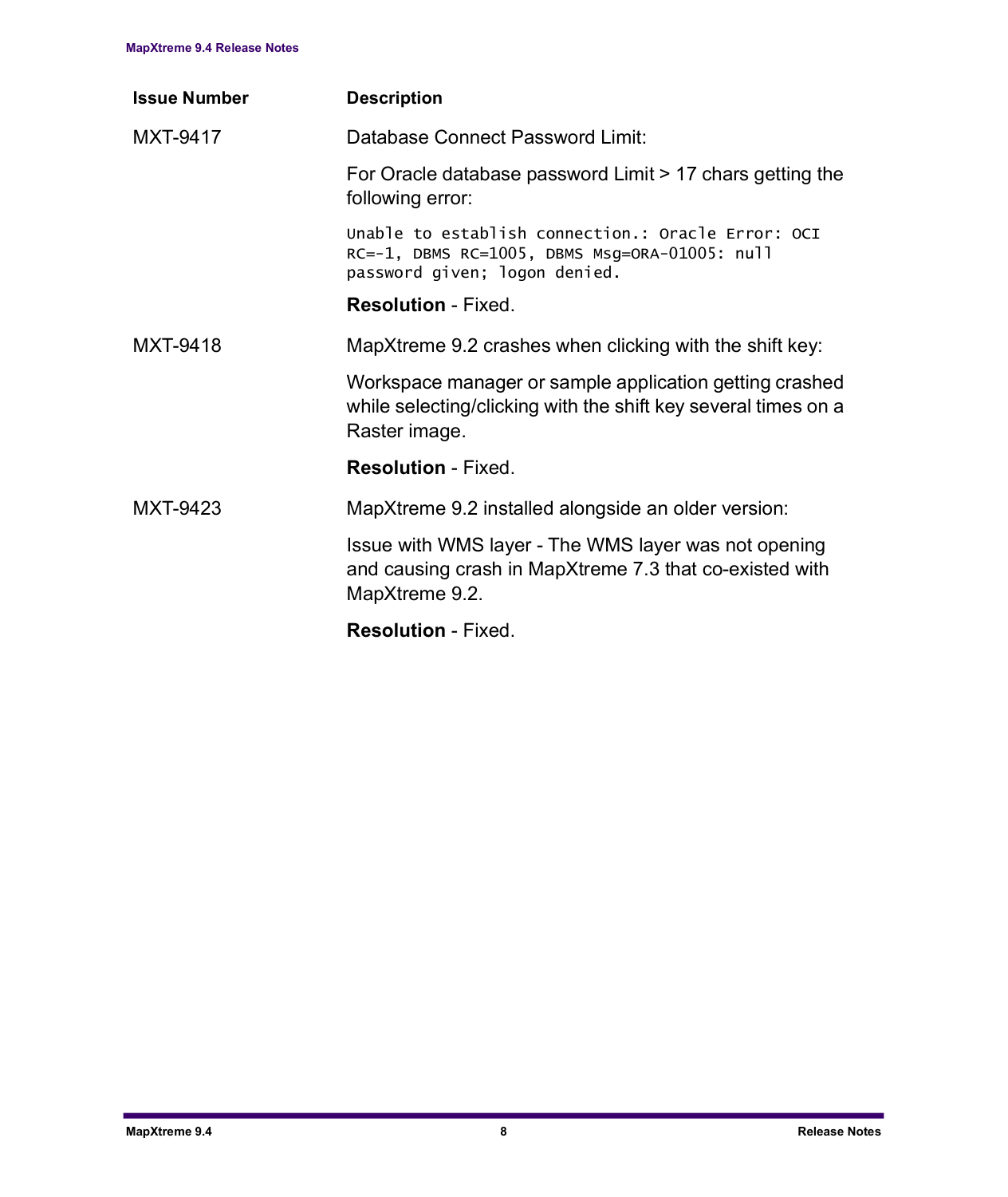| Issue Number | Description |
|---|---|
| MXT-9417 | Database Connect Password Limit:<br><br>For Oracle database password Limit > 17 chars getting the following error:<br><br>`Unable to establish connection.: Oracle Error: OCI RC=-1, DBMS RC=1005, DBMS Msg=ORA-01005: null password given; logon denied.`<br><br>**Resolution** - Fixed. |
| MXT-9418 | MapXtreme 9.2 crashes when clicking with the shift key:<br><br>Workspace manager or sample application getting crashed while selecting/clicking with the shift key several times on a Raster image.<br><br>**Resolution** - Fixed. |
| MXT-9423 | MapXtreme 9.2 installed alongside an older version:<br><br>Issue with WMS layer - The WMS layer was not opening and causing crash in MapXtreme 7.3 that co-existed with MapXtreme 9.2.<br><br>**Resolution** - Fixed. |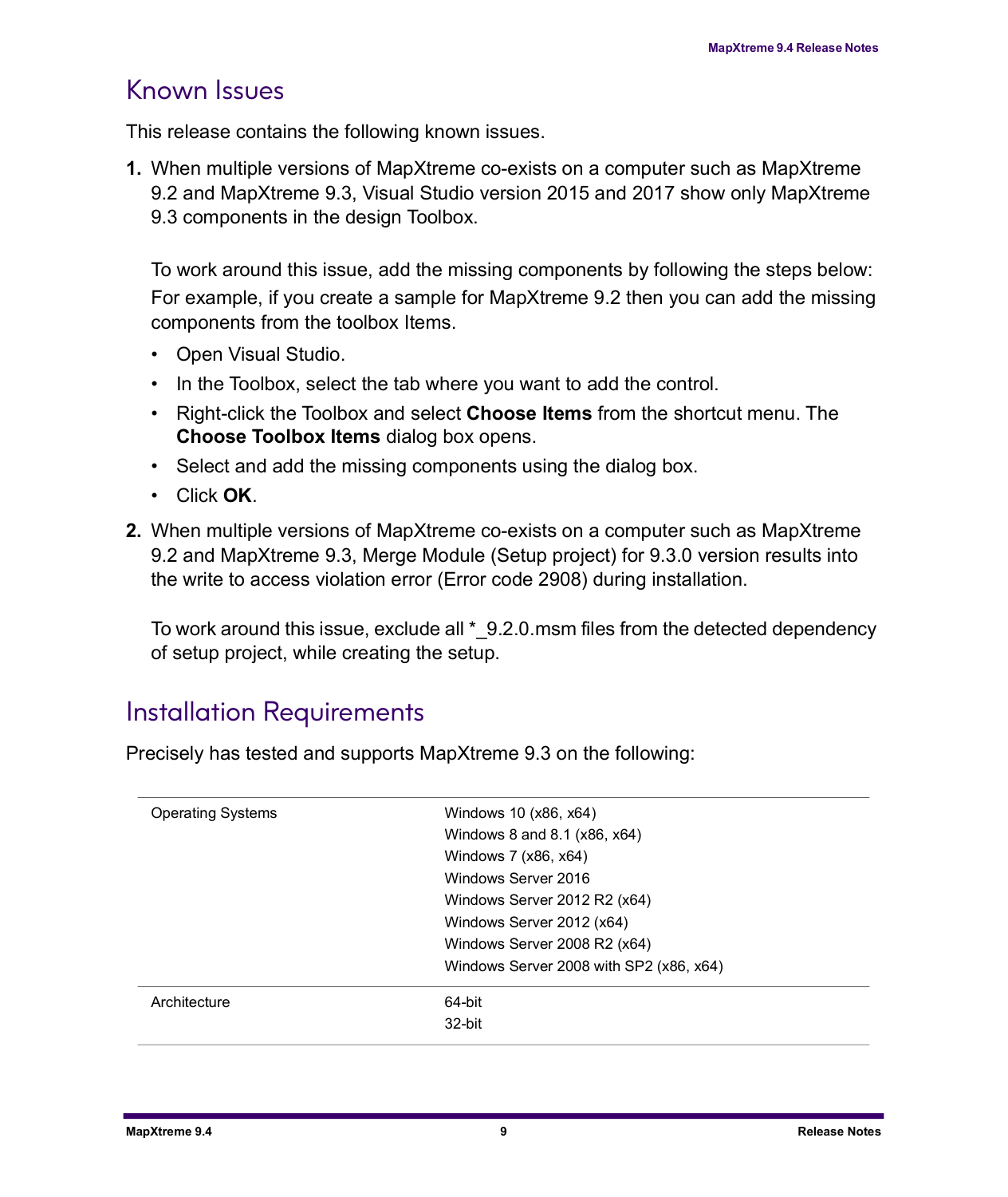## Known Issues

This release contains the following known issues.

1. When multiple versions of MapXtreme co-exists on a computer such as MapXtreme 9.2 and MapXtreme 9.3, Visual Studio version 2015 and 2017 show only MapXtreme 9.3 components in the design Toolbox.

   To work around this issue, add the missing components by following the steps below: For example, if you create a sample for MapXtreme 9.2 then you can add the missing components from the toolbox Items.

   - Open Visual Studio.
   - In the Toolbox, select the tab where you want to add the control.
   - Right-click the Toolbox and select **Choose Items** from the shortcut menu. The **Choose Toolbox Items** dialog box opens.
   - Select and add the missing components using the dialog box.
   - Click **OK**.

2. When multiple versions of MapXtreme co-exists on a computer such as MapXtreme 9.2 and MapXtreme 9.3, Merge Module (Setup project) for 9.3.0 version results into the write to access violation error (Error code 2908) during installation.

   To work around this issue, exclude all *_9.2.0.msm files from the detected dependency of setup project, while creating the setup.

## Installation Requirements

Precisely has tested and supports MapXtreme 9.3 on the following:

| | |
|---|---|
| Operating Systems | Windows 10 (x86, x64)<br>Windows 8 and 8.1 (x86, x64)<br>Windows 7 (x86, x64)<br>Windows Server 2016<br>Windows Server 2012 R2 (x64)<br>Windows Server 2012 (x64)<br>Windows Server 2008 R2 (x64)<br>Windows Server 2008 with SP2 (x86, x64) |
| Architecture | 64-bit<br>32-bit |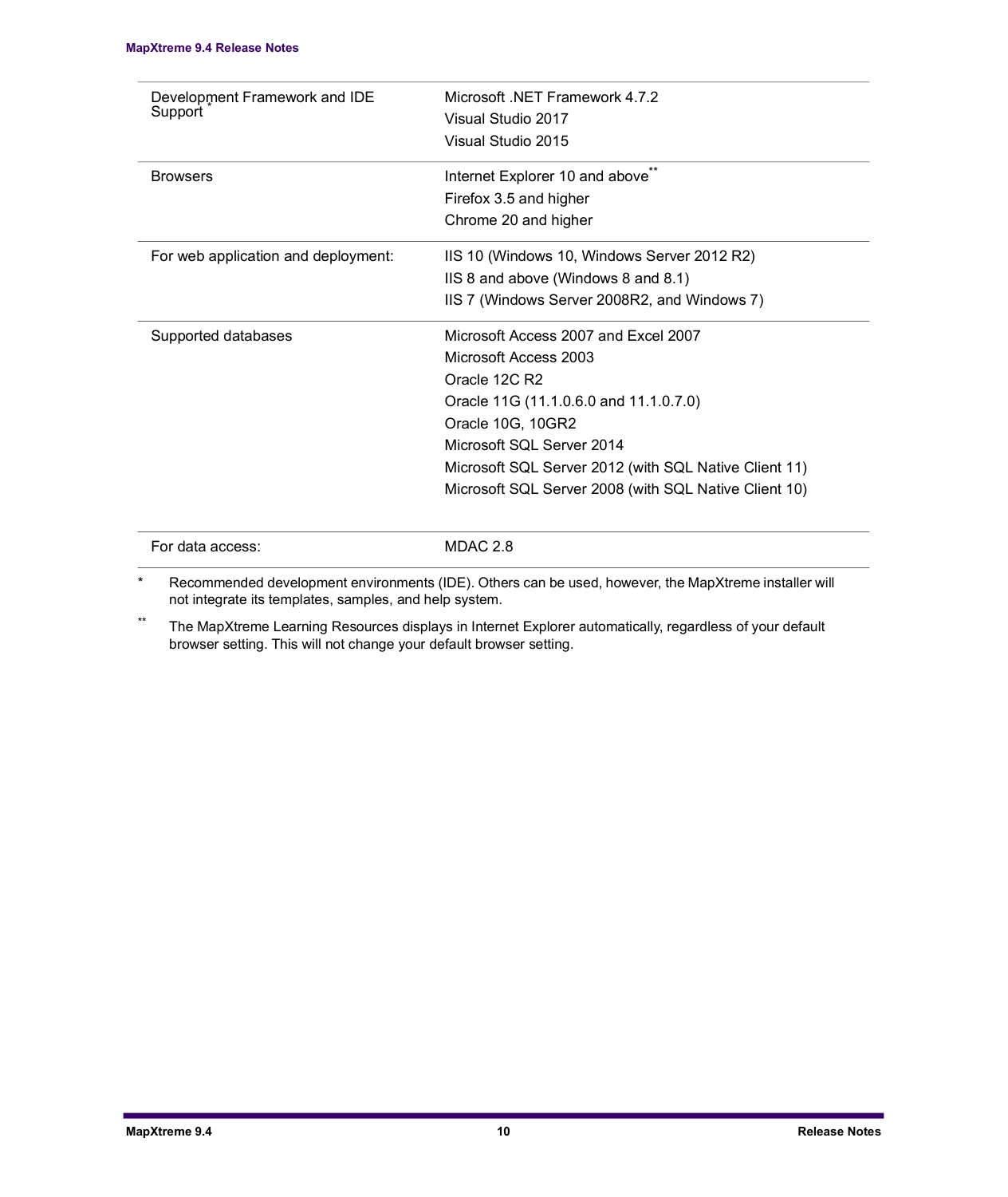| | |
|---|---|
| Development Framework and IDE Support * | Microsoft .NET Framework 4.7.2<br>Visual Studio 2017<br>Visual Studio 2015 |
| Browsers | Internet Explorer 10 and above**<br>Firefox 3.5 and higher<br>Chrome 20 and higher |
| For web application and deployment: | IIS 10 (Windows 10, Windows Server 2012 R2)<br>IIS 8 and above (Windows 8 and 8.1)<br>IIS 7 (Windows Server 2008R2, and Windows 7) |
| Supported databases | Microsoft Access 2007 and Excel 2007<br>Microsoft Access 2003<br>Oracle 12C R2<br>Oracle 11G (11.1.0.6.0 and 11.1.0.7.0)<br>Oracle 10G, 10GR2<br>Microsoft SQL Server 2014<br>Microsoft SQL Server 2012 (with SQL Native Client 11)<br>Microsoft SQL Server 2008 (with SQL Native Client 10) |
| For data access: | MDAC 2.8 |

\* Recommended development environments (IDE). Others can be used, however, the MapXtreme installer will not integrate its templates, samples, and help system.

** The MapXtreme Learning Resources displays in Internet Explorer automatically, regardless of your default browser setting. This will not change your default browser setting.